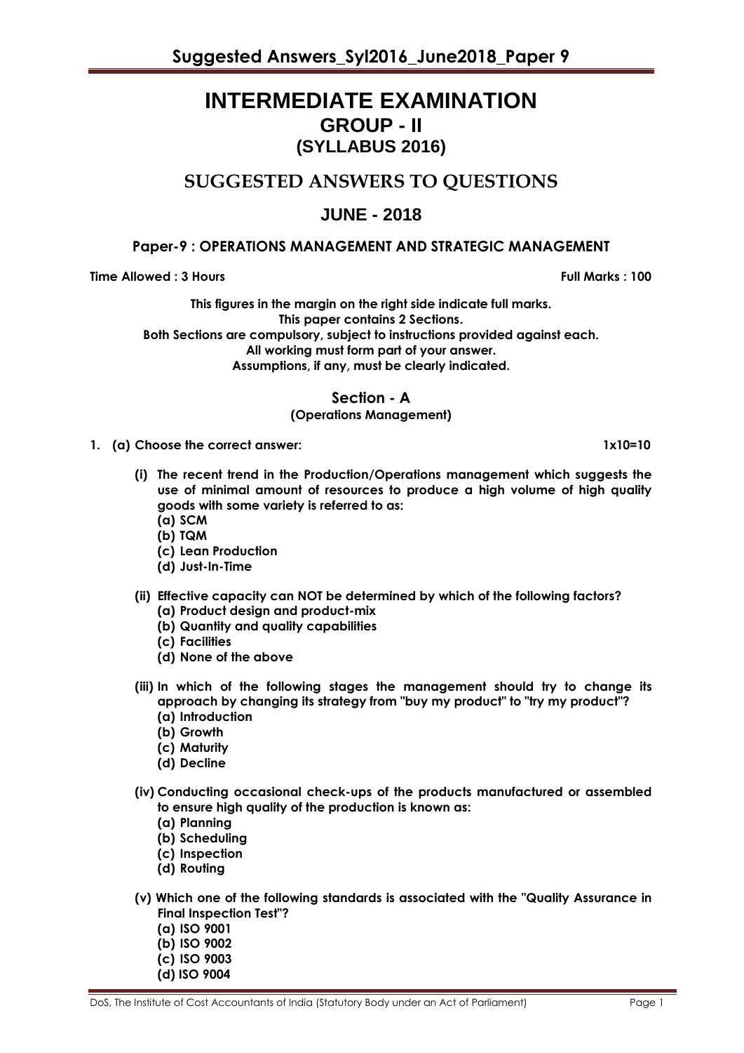# INTERMEDIATE EXAMINATION

## GROUP - II

## (SYLLABUS 2016)

## SUGGESTED ANSWERS TO QUESTIONS

## JUNE - 2018

### Paper-9 : OPERATIONS MANAGEMENT AND STRATEGIC MANAGEMENT

**Time Allowed : 3 Hours** **Full Marks : 100**

**This figures in the margin on the right side indicate full marks.**
**This paper contains 2 Sections.**
**Both Sections are compulsory, subject to instructions provided against each.**
**All working must form part of your answer.**
**Assumptions, if any, must be clearly indicated.**

### Section - A

**(Operations Management)**

**1. (a) Choose the correct answer:** **1x10=10**

**(i) The recent trend in the Production/Operations management which suggests the use of minimal amount of resources to produce a high volume of high quality goods with some variety is referred to as:**

- (a) SCM
- (b) TQM
- (c) Lean Production
- (d) Just-In-Time

**(ii) Effective capacity can NOT be determined by which of the following factors?**

- (a) Product design and product-mix
- (b) Quantity and quality capabilities
- (c) Facilities
- (d) None of the above

**(iii) In which of the following stages the management should try to change its approach by changing its strategy from "buy my product" to "try my product"?**

- (a) Introduction
- (b) Growth
- (c) Maturity
- (d) Decline

**(iv) Conducting occasional check-ups of the products manufactured or assembled to ensure high quality of the production is known as:**

- (a) Planning
- (b) Scheduling
- (c) Inspection
- (d) Routing

**(v) Which one of the following standards is associated with the "Quality Assurance in Final Inspection Test"?**

- (a) ISO 9001
- (b) ISO 9002
- (c) ISO 9003
- (d) ISO 9004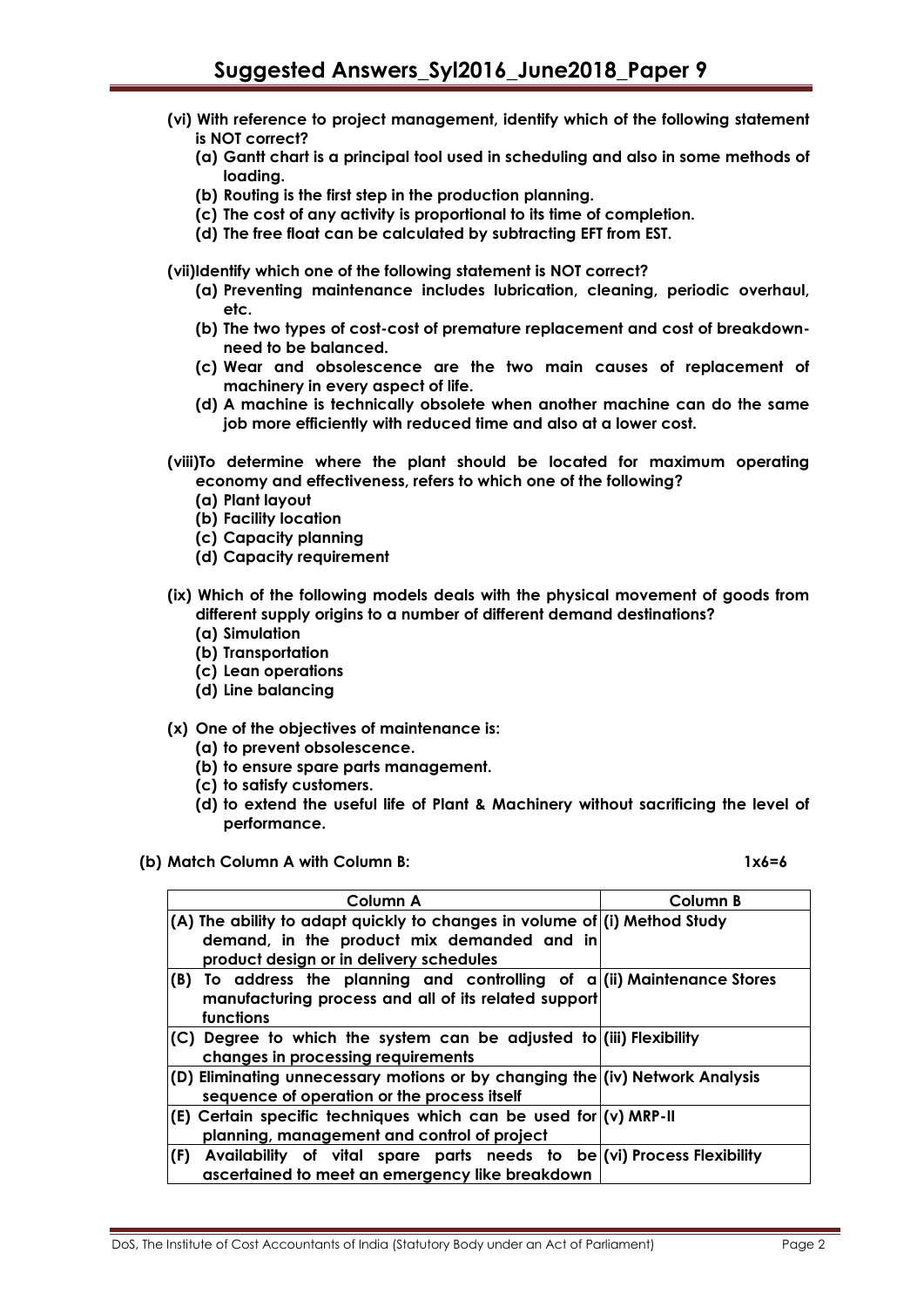**(vi) With reference to project management, identify which of the following statement is NOT correct?**

**(a) Gantt chart is a principal tool used in scheduling and also in some methods of loading.**

**(b) Routing is the first step in the production planning.**

**(c) The cost of any activity is proportional to its time of completion.**

**(d) The free float can be calculated by subtracting EFT from EST.**

**(vii) Identify which one of the following statement is NOT correct?**

**(a) Preventing maintenance includes lubrication, cleaning, periodic overhaul, etc.**

**(b) The two types of cost-cost of premature replacement and cost of breakdown-need to be balanced.**

**(c) Wear and obsolescence are the two main causes of replacement of machinery in every aspect of life.**

**(d) A machine is technically obsolete when another machine can do the same job more efficiently with reduced time and also at a lower cost.**

**(viii) To determine where the plant should be located for maximum operating economy and effectiveness, refers to which one of the following?**

**(a) Plant layout**

**(b) Facility location**

**(c) Capacity planning**

**(d) Capacity requirement**

**(ix) Which of the following models deals with the physical movement of goods from different supply origins to a number of different demand destinations?**

**(a) Simulation**

**(b) Transportation**

**(c) Lean operations**

**(d) Line balancing**

**(x) One of the objectives of maintenance is:**

**(a) to prevent obsolescence.**

**(b) to ensure spare parts management.**

**(c) to satisfy customers.**

**(d) to extend the useful life of Plant & Machinery without sacrificing the level of performance.**

**(b) Match Column A with Column B:** **1x6=6**

| Column A | Column B |
|---|---|
| (A) The ability to adapt quickly to changes in volume of demand, in the product mix demanded and in product design or in delivery schedules | (i) Method Study |
| (B) To address the planning and controlling of a manufacturing process and all of its related support functions | (ii) Maintenance Stores |
| (C) Degree to which the system can be adjusted to changes in processing requirements | (iii) Flexibility |
| (D) Eliminating unnecessary motions or by changing the sequence of operation or the process itself | (iv) Network Analysis |
| (E) Certain specific techniques which can be used for planning, management and control of project | (v) MRP-II |
| (F) Availability of vital spare parts needs to be ascertained to meet an emergency like breakdown | (vi) Process Flexibility |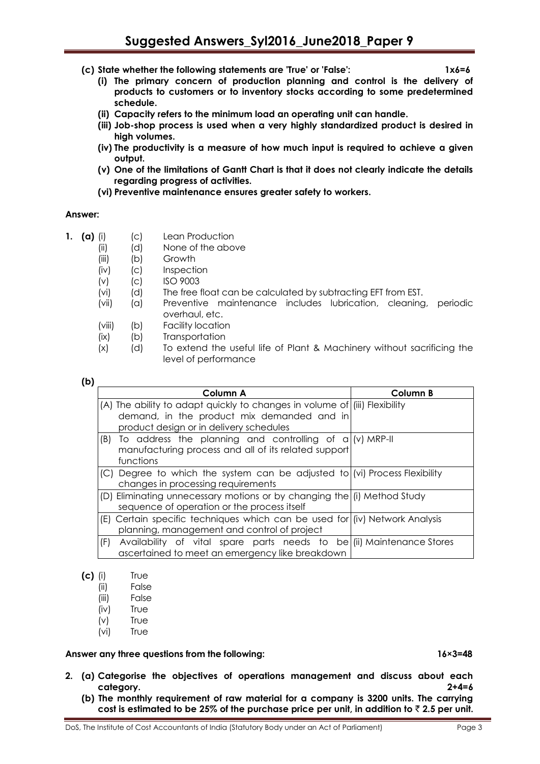**(c) State whether the following statements are 'True' or 'False':** **1x6=6**

**(i) The primary concern of production planning and control is the delivery of products to customers or to inventory stocks according to some predetermined schedule.**

**(ii) Capacity refers to the minimum load an operating unit can handle.**

**(iii) Job-shop process is used when a very highly standardized product is desired in high volumes.**

**(iv) The productivity is a measure of how much input is required to achieve a given output.**

**(v) One of the limitations of Gantt Chart is that it does not clearly indicate the details regarding progress of activities.**

**(vi) Preventive maintenance ensures greater safety to workers.**

**Answer:**

**1. (a)**

- (i) (c) Lean Production
- (ii) (d) None of the above
- (iii) (b) Growth
- (iv) (c) Inspection
- (v) (c) ISO 9003
- (vi) (d) The free float can be calculated by subtracting EFT from EST.
- (vii) (a) Preventive maintenance includes lubrication, cleaning, periodic overhaul, etc.
- (viii) (b) Facility location
- (ix) (b) Transportation
- (x) (d) To extend the useful life of Plant & Machinery without sacrificing the level of performance

**(b)**

| Column A | Column B |
|---|---|
| (A) The ability to adapt quickly to changes in volume of demand, in the product mix demanded and in product design or in delivery schedules | (iii) Flexibility |
| (B) To address the planning and controlling of a manufacturing process and all of its related support functions | (v) MRP-II |
| (C) Degree to which the system can be adjusted to changes in processing requirements | (vi) Process Flexibility |
| (D) Eliminating unnecessary motions or by changing the sequence of operation or the process itself | (i) Method Study |
| (E) Certain specific techniques which can be used for planning, management and control of project | (iv) Network Analysis |
| (F) Availability of vital spare parts needs to be ascertained to meet an emergency like breakdown | (ii) Maintenance Stores |

**(c)**

- (i) True
- (ii) False
- (iii) False
- (iv) True
- (v) True
- (vi) True

**Answer any three questions from the following:** **16×3=48**

**2. (a) Categorise the objectives of operations management and discuss about each category.** **2+4=6**

**(b) The monthly requirement of raw material for a company is 3200 units. The carrying cost is estimated to be 25% of the purchase price per unit, in addition to ₹ 2.5 per unit.**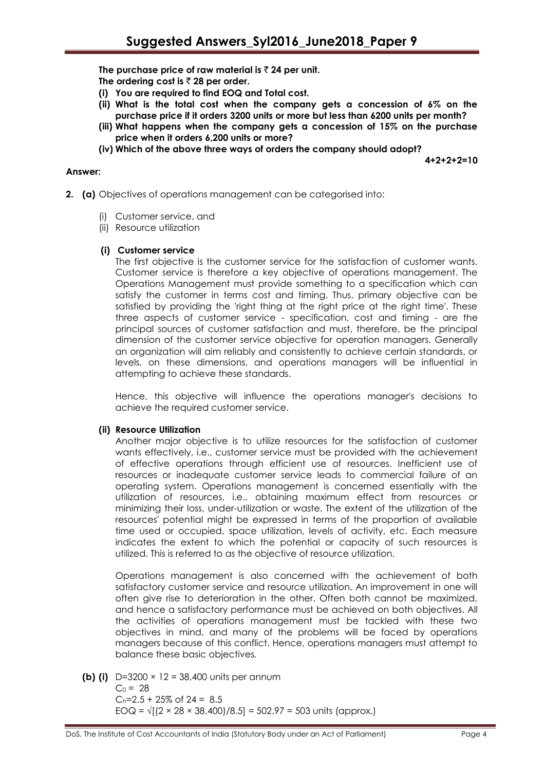**The purchase price of raw material is ₹ 24 per unit.**
**The ordering cost is ₹ 28 per order.**

**(i) You are required to find EOQ and Total cost.**

**(ii) What is the total cost when the company gets a concession of 6% on the purchase price if it orders 3200 units or more but less than 6200 units per month?**

**(iii) What happens when the company gets a concession of 15% on the purchase price when it orders 6,200 units or more?**

**(iv) Which of the above three ways of orders the company should adopt?**

**4+2+2+2=10**

**Answer:**

**2. (a)** Objectives of operations management can be categorised into:

(i) Customer service, and
(ii) Resource utilization

**(i) Customer service**

The first objective is the customer service for the satisfaction of customer wants. Customer service is therefore a key objective of operations management. The Operations Management must provide something to a specification which can satisfy the customer in terms cost and timing. Thus, primary objective can be satisfied by providing the 'right thing at the right price at the right time'. These three aspects of customer service - specification, cost and timing - are the principal sources of customer satisfaction and must, therefore, be the principal dimension of the customer service objective for operation managers. Generally an organization will aim reliably and consistently to achieve certain standards, or levels, on these dimensions, and operations managers will be influential in attempting to achieve these standards.

Hence, this objective will influence the operations manager's decisions to achieve the required customer service.

**(ii) Resource Utilization**

Another major objective is to utilize resources for the satisfaction of customer wants effectively, i.e., customer service must be provided with the achievement of effective operations through efficient use of resources. Inefficient use of resources or inadequate customer service leads to commercial failure of an operating system. Operations management is concerned essentially with the utilization of resources, i.e., obtaining maximum effect from resources or minimizing their loss, under-utilization or waste. The extent of the utilization of the resources' potential might be expressed in terms of the proportion of available time used or occupied, space utilization, levels of activity, etc. Each measure indicates the extent to which the potential or capacity of such resources is utilized. This is referred to as the objective of resource utilization.

Operations management is also concerned with the achievement of both satisfactory customer service and resource utilization. An improvement in one will often give rise to deterioration in the other. Often both cannot be maximized, and hence a satisfactory performance must be achieved on both objectives. All the activities of operations management must be tackled with these two objectives in mind, and many of the problems will be faced by operations managers because of this conflict. Hence, operations managers must attempt to balance these basic objectives.

**(b) (i)** $D = 3200 \times 12 = 38{,}400$ units per annum

$C_0 = 28$

$C_h = 2.5 + 25\%$ of $24 = 8.5$

$EOQ = \sqrt{[(2 \times 28 \times 38{,}400)/8.5]} = 502.97 = 503$ units (approx.)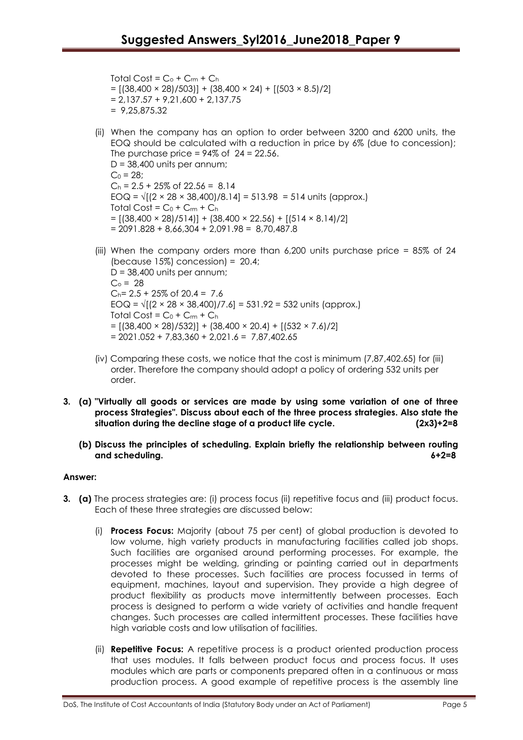Total Cost = $C_o + C_{rm} + C_h$
= [(38,400 × 28)/503)] + (38,400 × 24) + [(503 × 8.5)/2]
= 2,137.57 + 9,21,600 + 2,137.75
= 9,25,875.32

(ii) When the company has an option to order between 3200 and 6200 units, the EOQ should be calculated with a reduction in price by 6% (due to concession); The purchase price = 94% of 24 = 22.56.
D = 38,400 units per annum;
$C_0$ = 28;
$C_h$ = 2.5 + 25% of 22.56 = 8.14
EOQ = √[(2 × 28 × 38,400)/8.14] = 513.98 = 514 units (approx.)
Total Cost = $C_0 + C_{rm} + C_h$
= [(38,400 × 28)/514)] + (38,400 × 22.56) + [(514 × 8.14)/2]
= 2091.828 + 8,66,304 + 2,091.98 = 8,70,487.8

(iii) When the company orders more than 6,200 units purchase price = 85% of 24 (because 15%) concession) = 20.4;
D = 38,400 units per annum;
$C_o$ = 28
$C_h$= 2.5 + 25% of 20.4 = 7.6
EOQ = √[(2 × 28 × 38,400)/7.6] = 531.92 = 532 units (approx.)
Total Cost = $C_0 + C_{rm} + C_h$
= [(38,400 × 28)/532)] + (38,400 × 20.4) + [(532 × 7.6)/2]
= 2021.052 + 7,83,360 + 2,021.6 = 7,87,402.65

(iv) Comparing these costs, we notice that the cost is minimum (7,87,402.65) for (iii) order. Therefore the company should adopt a policy of ordering 532 units per order.

**3. (a) "Virtually all goods or services are made by using some variation of one of three process Strategies". Discuss about each of the three process strategies. Also state the situation during the decline stage of a product life cycle. (2x3)+2=8**

**(b) Discuss the principles of scheduling. Explain briefly the relationship between routing and scheduling. 6+2=8**

**Answer:**

**3. (a)** The process strategies are: (i) process focus (ii) repetitive focus and (iii) product focus. Each of these three strategies are discussed below:

(i) **Process Focus:** Majority (about 75 per cent) of global production is devoted to low volume, high variety products in manufacturing facilities called job shops. Such facilities are organised around performing processes. For example, the processes might be welding, grinding or painting carried out in departments devoted to these processes. Such facilities are process focussed in terms of equipment, machines, layout and supervision. They provide a high degree of product flexibility as products move intermittently between processes. Each process is designed to perform a wide variety of activities and handle frequent changes. Such processes are called intermittent processes. These facilities have high variable costs and low utilisation of facilities.

(ii) **Repetitive Focus:** A repetitive process is a product oriented production process that uses modules. It falls between product focus and process focus. It uses modules which are parts or components prepared often in a continuous or mass production process. A good example of repetitive process is the assembly line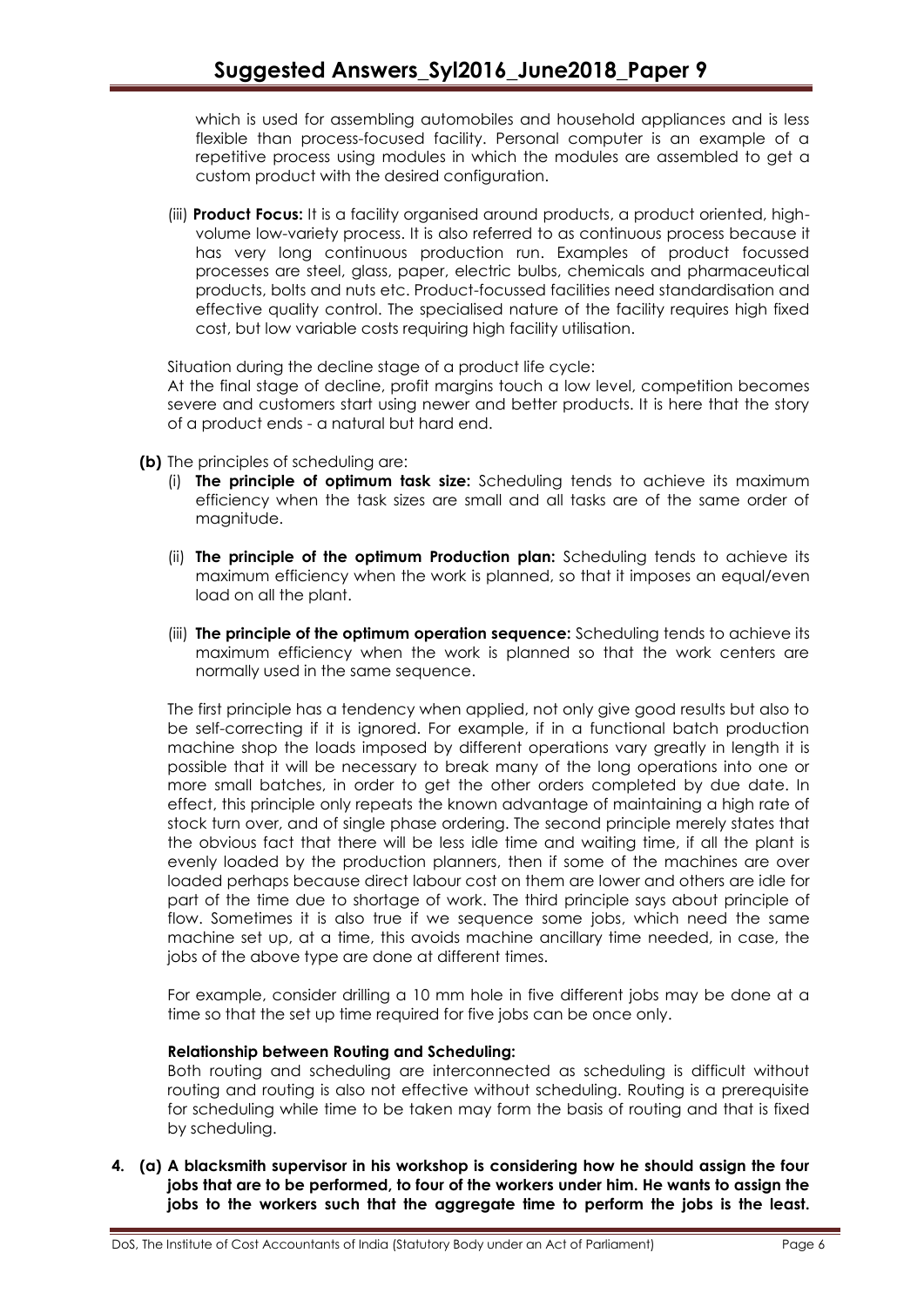which is used for assembling automobiles and household appliances and is less flexible than process-focused facility. Personal computer is an example of a repetitive process using modules in which the modules are assembled to get a custom product with the desired configuration.

(iii) **Product Focus:** It is a facility organised around products, a product oriented, high-volume low-variety process. It is also referred to as continuous process because it has very long continuous production run. Examples of product focussed processes are steel, glass, paper, electric bulbs, chemicals and pharmaceutical products, bolts and nuts etc. Product-focussed facilities need standardisation and effective quality control. The specialised nature of the facility requires high fixed cost, but low variable costs requiring high facility utilisation.

Situation during the decline stage of a product life cycle:
At the final stage of decline, profit margins touch a low level, competition becomes severe and customers start using newer and better products. It is here that the story of a product ends - a natural but hard end.

**(b)** The principles of scheduling are:

(i) **The principle of optimum task size:** Scheduling tends to achieve its maximum efficiency when the task sizes are small and all tasks are of the same order of magnitude.

(ii) **The principle of the optimum Production plan:** Scheduling tends to achieve its maximum efficiency when the work is planned, so that it imposes an equal/even load on all the plant.

(iii) **The principle of the optimum operation sequence:** Scheduling tends to achieve its maximum efficiency when the work is planned so that the work centers are normally used in the same sequence.

The first principle has a tendency when applied, not only give good results but also to be self-correcting if it is ignored. For example, if in a functional batch production machine shop the loads imposed by different operations vary greatly in length it is possible that it will be necessary to break many of the long operations into one or more small batches, in order to get the other orders completed by due date. In effect, this principle only repeats the known advantage of maintaining a high rate of stock turn over, and of single phase ordering. The second principle merely states that the obvious fact that there will be less idle time and waiting time, if all the plant is evenly loaded by the production planners, then if some of the machines are over loaded perhaps because direct labour cost on them are lower and others are idle for part of the time due to shortage of work. The third principle says about principle of flow. Sometimes it is also true if we sequence some jobs, which need the same machine set up, at a time, this avoids machine ancillary time needed, in case, the jobs of the above type are done at different times.

For example, consider drilling a 10 mm hole in five different jobs may be done at a time so that the set up time required for five jobs can be once only.

**Relationship between Routing and Scheduling:**

Both routing and scheduling are interconnected as scheduling is difficult without routing and routing is also not effective without scheduling. Routing is a prerequisite for scheduling while time to be taken may form the basis of routing and that is fixed by scheduling.

**4. (a) A blacksmith supervisor in his workshop is considering how he should assign the four jobs that are to be performed, to four of the workers under him. He wants to assign the jobs to the workers such that the aggregate time to perform the jobs is the least.**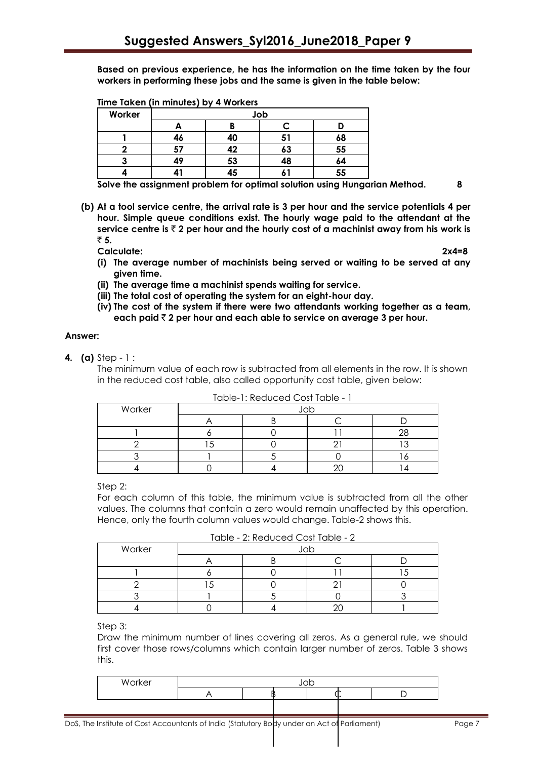**Based on previous experience, he has the information on the time taken by the four workers in performing these jobs and the same is given in the table below:**

**Time Taken (in minutes) by 4 Workers**

| Worker | Job | | | |
|---|---|---|---|---|
| | A | B | C | D |
| 1 | 46 | 40 | 51 | 68 |
| 2 | 57 | 42 | 63 | 55 |
| 3 | 49 | 53 | 48 | 64 |
| 4 | 41 | 45 | 61 | 55 |

**Solve the assignment problem for optimal solution using Hungarian Method. 8**

**(b) At a tool service centre, the arrival rate is 3 per hour and the service potentials 4 per hour. Simple queue conditions exist. The hourly wage paid to the attendant at the service centre is ₹ 2 per hour and the hourly cost of a machinist away from his work is ₹ 5.**

**Calculate: 2x4=8**

**(i) The average number of machinists being served or waiting to be served at any given time.**

**(ii) The average time a machinist spends waiting for service.**

**(iii) The total cost of operating the system for an eight-hour day.**

**(iv) The cost of the system if there were two attendants working together as a team, each paid ₹ 2 per hour and each able to service on average 3 per hour.**

**Answer:**

**4. (a)** Step - 1 :

The minimum value of each row is subtracted from all elements in the row. It is shown in the reduced cost table, also called opportunity cost table, given below:

Table-1: Reduced Cost Table - 1

| Worker | Job | | | |
|---|---|---|---|---|
| | A | B | C | D |
| 1 | 6 | 0 | 11 | 28 |
| 2 | 15 | 0 | 21 | 13 |
| 3 | 1 | 5 | 0 | 16 |
| 4 | 0 | 4 | 20 | 14 |

Step 2:

For each column of this table, the minimum value is subtracted from all the other values. The columns that contain a zero would remain unaffected by this operation. Hence, only the fourth column values would change. Table-2 shows this.

Table - 2: Reduced Cost Table - 2

| Worker | Job | | | |
|---|---|---|---|---|
| | A | B | C | D |
| 1 | 6 | 0 | 11 | 15 |
| 2 | 15 | 0 | 21 | 0 |
| 3 | 1 | 5 | 0 | 3 |
| 4 | 0 | 4 | 20 | 1 |

Step 3:

Draw the minimum number of lines covering all zeros. As a general rule, we should first cover those rows/columns which contain larger number of zeros. Table 3 shows this.

| Worker | Job | | | |
|---|---|---|---|---|
| | A | B | C | D |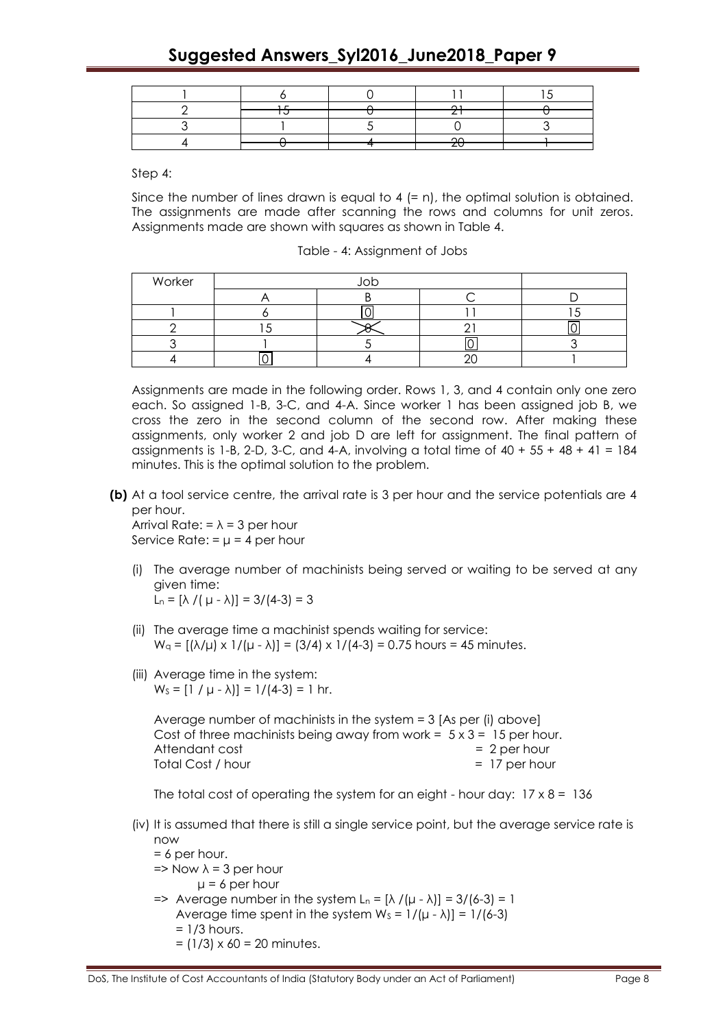| 1 | 6 | 0 | 11 | 15 |
|---|---|---|---|---|
| 2 | ~~15~~ | ~~0~~ | ~~21~~ | ~~0~~ |
| 3 | 1 | 5 | 0 | 3 |
| 4 | ~~0~~ | ~~4~~ | ~~20~~ | ~~1~~ |

Step 4:

Since the number of lines drawn is equal to 4 (= n), the optimal solution is obtained. The assignments are made after scanning the rows and columns for unit zeros. Assignments made are shown with squares as shown in Table 4.

Table - 4: Assignment of Jobs

| Worker | Job | | | |
|---|---|---|---|---|
| | A | B | C | D |
| 1 | 6 | [0] | 11 | 15 |
| 2 | 15 | ~~0~~ | 21 | [0] |
| 3 | 1 | 5 | [0] | 3 |
| 4 | [0] | 4 | 20 | 1 |

Assignments are made in the following order. Rows 1, 3, and 4 contain only one zero each. So assigned 1-B, 3-C, and 4-A. Since worker 1 has been assigned job B, we cross the zero in the second column of the second row. After making these assignments, only worker 2 and job D are left for assignment. The final pattern of assignments is 1-B, 2-D, 3-C, and 4-A, involving a total time of 40 + 55 + 48 + 41 = 184 minutes. This is the optimal solution to the problem.

**(b)** At a tool service centre, the arrival rate is 3 per hour and the service potentials are 4 per hour.
Arrival Rate: = $\lambda$ = 3 per hour
Service Rate: = $\mu$ = 4 per hour

(i) The average number of machinists being served or waiting to be served at any given time:
$L_n = [\lambda / (\mu - \lambda)] = 3/(4-3) = 3$

(ii) The average time a machinist spends waiting for service:
$W_q = [(\lambda/\mu) \times 1/(\mu - \lambda)] = (3/4) \times 1/(4-3) = 0.75$ hours = 45 minutes.

(iii) Average time in the system:
$W_S = [1 / \mu - \lambda)] = 1/(4-3) = 1$ hr.

Average number of machinists in the system = 3 [As per (i) above]
Cost of three machinists being away from work = 5 x 3 = 15 per hour.
Attendant cost = 2 per hour
Total Cost / hour = 17 per hour

The total cost of operating the system for an eight - hour day: 17 x 8 = 136

(iv) It is assumed that there is still a single service point, but the average service rate is now
= 6 per hour.
=> Now $\lambda$ = 3 per hour
$\mu$ = 6 per hour
=> Average number in the system $L_n = [\lambda /(\mu - \lambda)] = 3/(6-3) = 1$
Average time spent in the system $W_S = 1/(\mu - \lambda)] = 1/(6-3)$
= 1/3 hours.
= (1/3) x 60 = 20 minutes.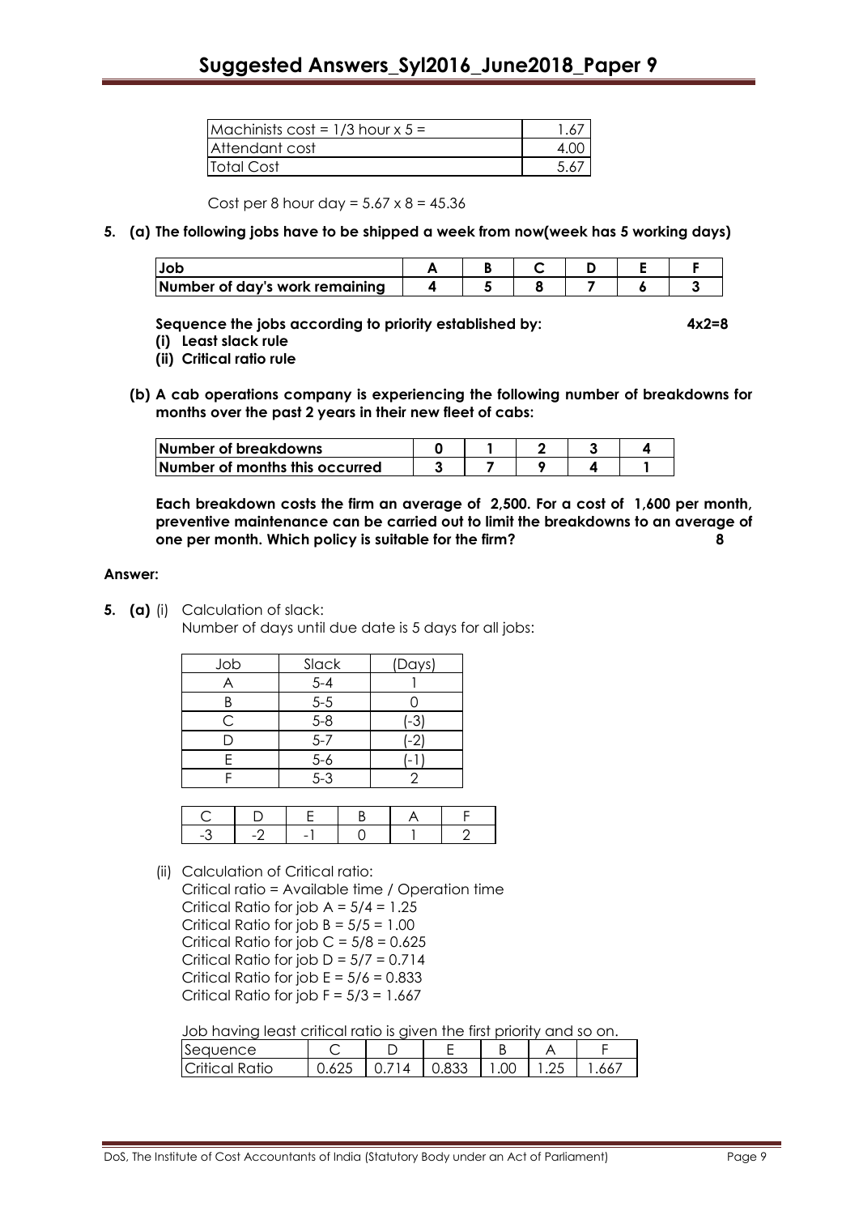| Machinists cost = 1/3 hour x 5 = | 1.67 |
|---|---|
| Attendant cost | 4.00 |
| Total Cost | 5.67 |

Cost per 8 hour day = 5.67 x 8 = 45.36

**5. (a) The following jobs have to be shipped a week from now(week has 5 working days)**

| Job | A | B | C | D | E | F |
|---|---|---|---|---|---|---|
| Number of day's work remaining | 4 | 5 | 8 | 7 | 6 | 3 |

**Sequence the jobs according to priority established by: 4x2=8**

**(i) Least slack rule**

**(ii) Critical ratio rule**

**(b) A cab operations company is experiencing the following number of breakdowns for months over the past 2 years in their new fleet of cabs:**

| Number of breakdowns | 0 | 1 | 2 | 3 | 4 |
|---|---|---|---|---|---|
| Number of months this occurred | 3 | 7 | 9 | 4 | 1 |

**Each breakdown costs the firm an average of 2,500. For a cost of 1,600 per month, preventive maintenance can be carried out to limit the breakdowns to an average of one per month. Which policy is suitable for the firm? 8**

**Answer:**

**5. (a)** (i) Calculation of slack:

Number of days until due date is 5 days for all jobs:

| Job | Slack | (Days) |
|---|---|---|
| A | 5-4 | 1 |
| B | 5-5 | 0 |
| C | 5-8 | (-3) |
| D | 5-7 | (-2) |
| E | 5-6 | (-1) |
| F | 5-3 | 2 |

| C | D | E | B | A | F |
|---|---|---|---|---|---|
| -3 | -2 | -1 | 0 | 1 | 2 |

(ii) Calculation of Critical ratio:

Critical ratio = Available time / Operation time

Critical Ratio for job A = 5/4 = 1.25

Critical Ratio for job B = 5/5 = 1.00

Critical Ratio for job C = 5/8 = 0.625

Critical Ratio for job D = 5/7 = 0.714

Critical Ratio for job E = 5/6 = 0.833

Critical Ratio for job F = 5/3 = 1.667

Job having least critical ratio is given the first priority and so on.

| Sequence | C | D | E | B | A | F |
|---|---|---|---|---|---|---|
| Critical Ratio | 0.625 | 0.714 | 0.833 | 1.00 | 1.25 | 1.667 |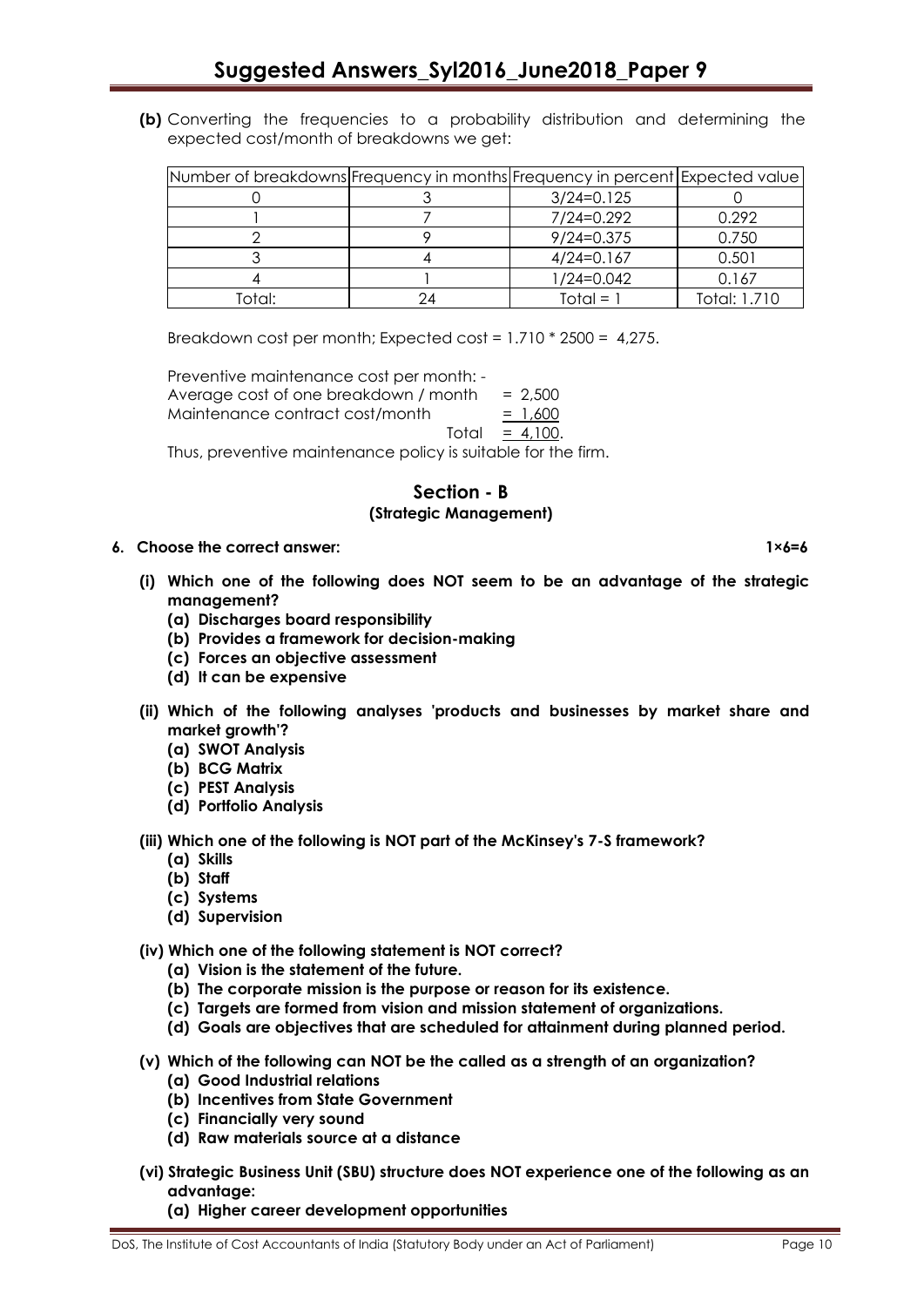**(b)** Converting the frequencies to a probability distribution and determining the expected cost/month of breakdowns we get:

| Number of breakdowns | Frequency in months | Frequency in percent | Expected value |
|---|---|---|---|
| 0 | 3 | 3/24=0.125 | 0 |
| 1 | 7 | 7/24=0.292 | 0.292 |
| 2 | 9 | 9/24=0.375 | 0.750 |
| 3 | 4 | 4/24=0.167 | 0.501 |
| 4 | 1 | 1/24=0.042 | 0.167 |
| Total: | 24 | Total = 1 | Total: 1.710 |

Breakdown cost per month; Expected cost = 1.710 * 2500 = 4,275.

Preventive maintenance cost per month: -

Average cost of one breakdown / month = 2,500

Maintenance contract cost/month = 1,600

Total = 4,100.

Thus, preventive maintenance policy is suitable for the firm.

## Section - B

### (Strategic Management)

**6. Choose the correct answer: 1×6=6**

**(i) Which one of the following does NOT seem to be an advantage of the strategic management?**

**(a) Discharges board responsibility**

**(b) Provides a framework for decision-making**

**(c) Forces an objective assessment**

**(d) It can be expensive**

**(ii) Which of the following analyses 'products and businesses by market share and market growth'?**

**(a) SWOT Analysis**

**(b) BCG Matrix**

**(c) PEST Analysis**

**(d) Portfolio Analysis**

**(iii) Which one of the following is NOT part of the McKinsey's 7-S framework?**

**(a) Skills**

**(b) Staff**

**(c) Systems**

**(d) Supervision**

**(iv) Which one of the following statement is NOT correct?**

**(a) Vision is the statement of the future.**

**(b) The corporate mission is the purpose or reason for its existence.**

**(c) Targets are formed from vision and mission statement of organizations.**

**(d) Goals are objectives that are scheduled for attainment during planned period.**

**(v) Which of the following can NOT be the called as a strength of an organization?**

**(a) Good Industrial relations**

**(b) Incentives from State Government**

**(c) Financially very sound**

**(d) Raw materials source at a distance**

**(vi) Strategic Business Unit (SBU) structure does NOT experience one of the following as an advantage:**

**(a) Higher career development opportunities**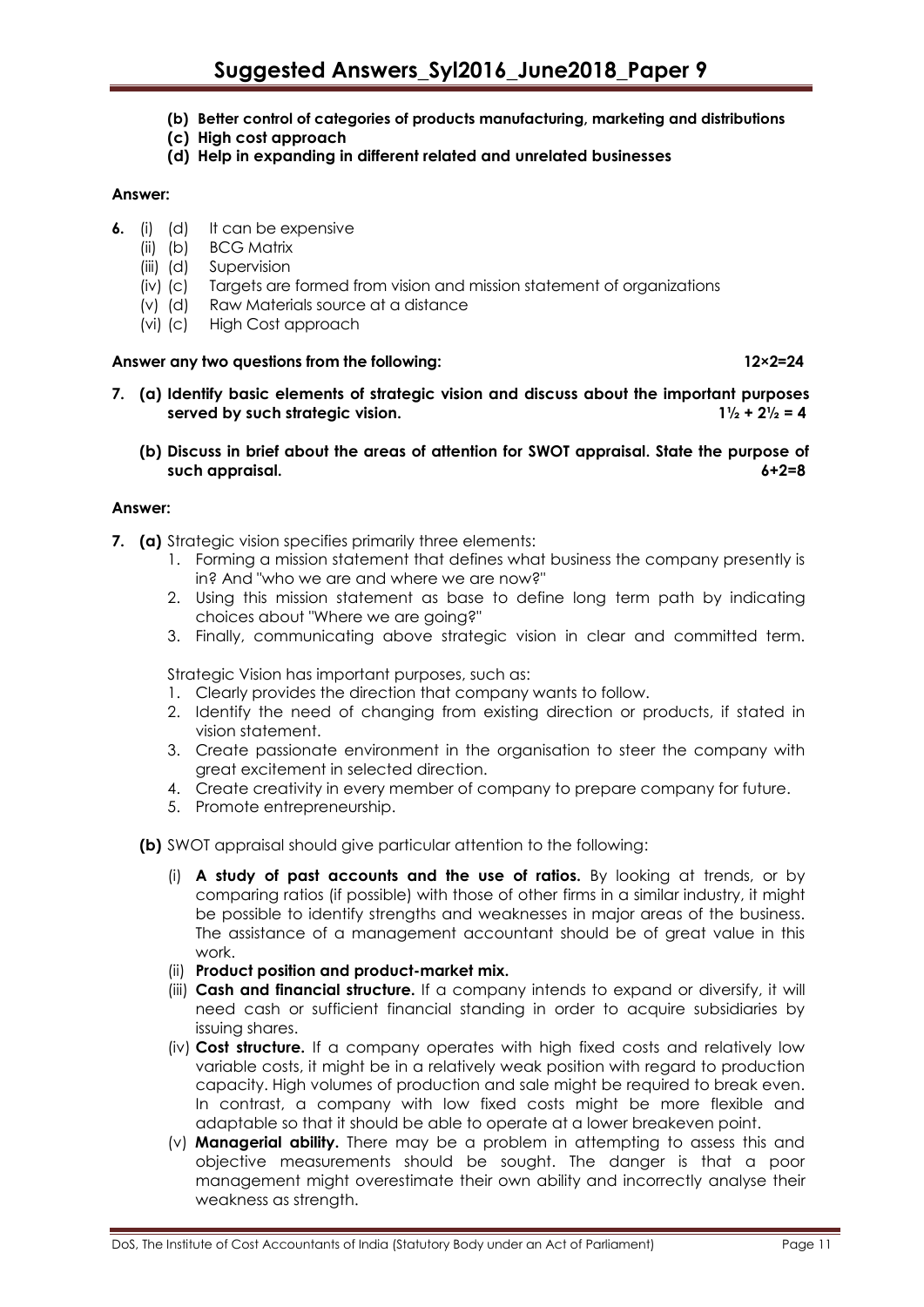**(b) Better control of categories of products manufacturing, marketing and distributions**

**(c) High cost approach**

**(d) Help in expanding in different related and unrelated businesses**

**Answer:**

**6.** (i) (d) It can be expensive
(ii) (b) BCG Matrix
(iii) (d) Supervision
(iv) (c) Targets are formed from vision and mission statement of organizations
(v) (d) Raw Materials source at a distance
(vi) (c) High Cost approach

**Answer any two questions from the following: 12×2=24**

**7. (a) Identify basic elements of strategic vision and discuss about the important purposes served by such strategic vision. 1½ + 2½ = 4**

**(b) Discuss in brief about the areas of attention for SWOT appraisal. State the purpose of such appraisal. 6+2=8**

**Answer:**

**7. (a)** Strategic vision specifies primarily three elements:

1. Forming a mission statement that defines what business the company presently is in? And "who we are and where we are now?"
2. Using this mission statement as base to define long term path by indicating choices about "Where we are going?"
3. Finally, communicating above strategic vision in clear and committed term.

Strategic Vision has important purposes, such as:

1. Clearly provides the direction that company wants to follow.
2. Identify the need of changing from existing direction or products, if stated in vision statement.
3. Create passionate environment in the organisation to steer the company with great excitement in selected direction.
4. Create creativity in every member of company to prepare company for future.
5. Promote entrepreneurship.

**(b)** SWOT appraisal should give particular attention to the following:

(i) **A study of past accounts and the use of ratios.** By looking at trends, or by comparing ratios (if possible) with those of other firms in a similar industry, it might be possible to identify strengths and weaknesses in major areas of the business. The assistance of a management accountant should be of great value in this work.

(ii) **Product position and product-market mix.**

(iii) **Cash and financial structure.** If a company intends to expand or diversify, it will need cash or sufficient financial standing in order to acquire subsidiaries by issuing shares.

(iv) **Cost structure.** If a company operates with high fixed costs and relatively low variable costs, it might be in a relatively weak position with regard to production capacity. High volumes of production and sale might be required to break even. In contrast, a company with low fixed costs might be more flexible and adaptable so that it should be able to operate at a lower breakeven point.

(v) **Managerial ability.** There may be a problem in attempting to assess this and objective measurements should be sought. The danger is that a poor management might overestimate their own ability and incorrectly analyse their weakness as strength.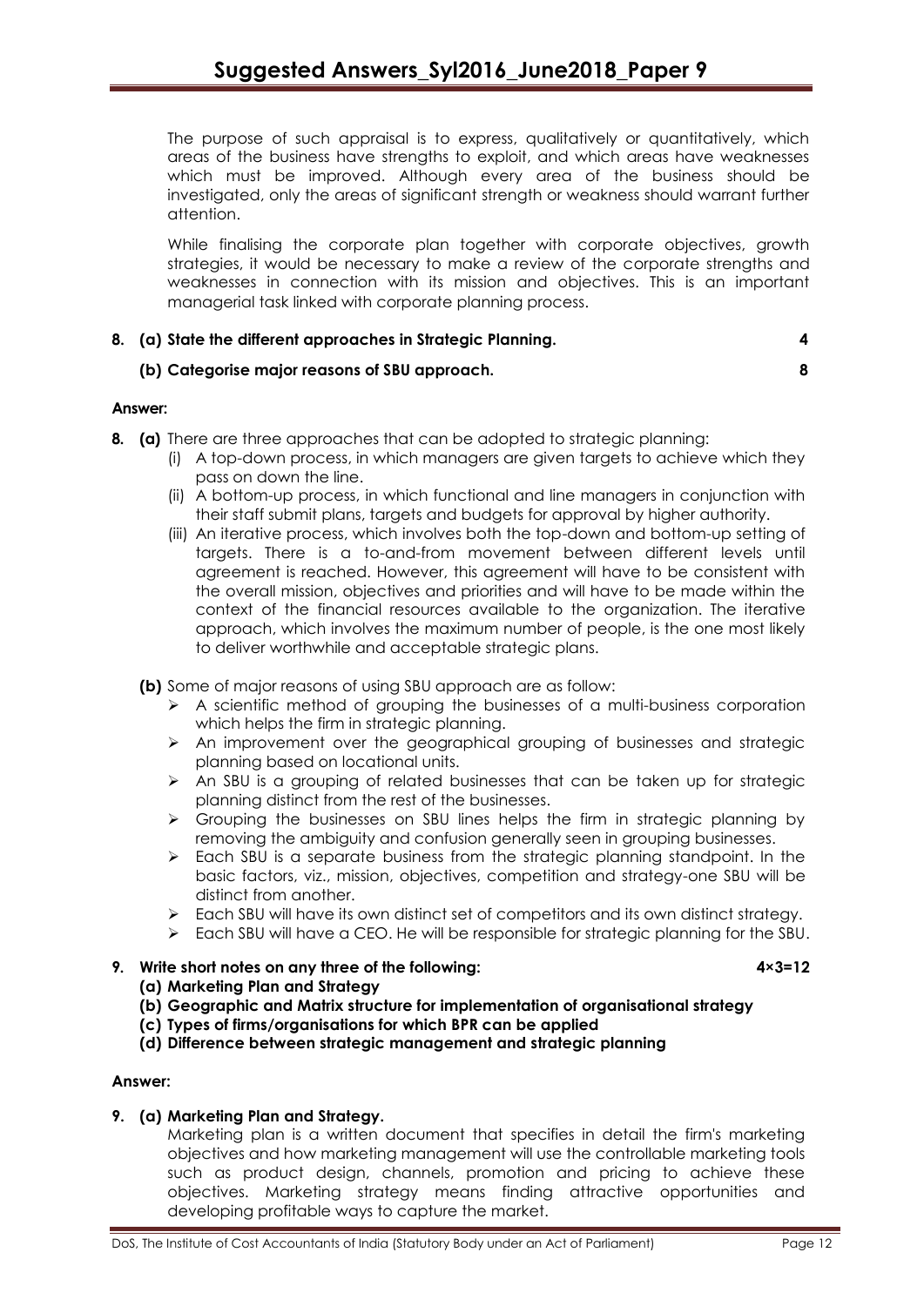The purpose of such appraisal is to express, qualitatively or quantitatively, which areas of the business have strengths to exploit, and which areas have weaknesses which must be improved. Although every area of the business should be investigated, only the areas of significant strength or weakness should warrant further attention.

While finalising the corporate plan together with corporate objectives, growth strategies, it would be necessary to make a review of the corporate strengths and weaknesses in connection with its mission and objectives. This is an important managerial task linked with corporate planning process.

**8. (a) State the different approaches in Strategic Planning. 4**

**(b) Categorise major reasons of SBU approach. 8**

**Answer:**

**8. (a)** There are three approaches that can be adopted to strategic planning:

(i) A top-down process, in which managers are given targets to achieve which they pass on down the line.

(ii) A bottom-up process, in which functional and line managers in conjunction with their staff submit plans, targets and budgets for approval by higher authority.

(iii) An iterative process, which involves both the top-down and bottom-up setting of targets. There is a to-and-from movement between different levels until agreement is reached. However, this agreement will have to be consistent with the overall mission, objectives and priorities and will have to be made within the context of the financial resources available to the organization. The iterative approach, which involves the maximum number of people, is the one most likely to deliver worthwhile and acceptable strategic plans.

**(b)** Some of major reasons of using SBU approach are as follow:

- A scientific method of grouping the businesses of a multi-business corporation which helps the firm in strategic planning.
- An improvement over the geographical grouping of businesses and strategic planning based on locational units.
- An SBU is a grouping of related businesses that can be taken up for strategic planning distinct from the rest of the businesses.
- Grouping the businesses on SBU lines helps the firm in strategic planning by removing the ambiguity and confusion generally seen in grouping businesses.
- Each SBU is a separate business from the strategic planning standpoint. In the basic factors, viz., mission, objectives, competition and strategy-one SBU will be distinct from another.
- Each SBU will have its own distinct set of competitors and its own distinct strategy.
- Each SBU will have a CEO. He will be responsible for strategic planning for the SBU.

**9. Write short notes on any three of the following: 4×3=12**

**(a) Marketing Plan and Strategy**

**(b) Geographic and Matrix structure for implementation of organisational strategy**

**(c) Types of firms/organisations for which BPR can be applied**

**(d) Difference between strategic management and strategic planning**

**Answer:**

**9. (a) Marketing Plan and Strategy.**

Marketing plan is a written document that specifies in detail the firm's marketing objectives and how marketing management will use the controllable marketing tools such as product design, channels, promotion and pricing to achieve these objectives. Marketing strategy means finding attractive opportunities and developing profitable ways to capture the market.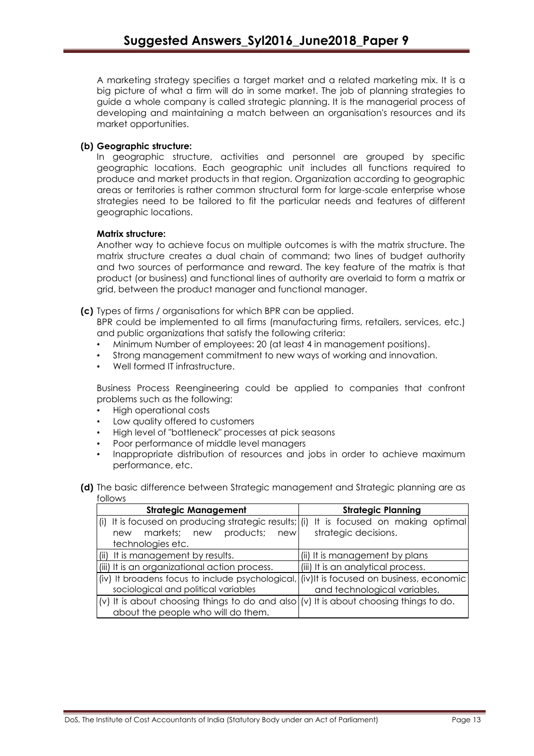A marketing strategy specifies a target market and a related marketing mix. It is a big picture of what a firm will do in some market. The job of planning strategies to guide a whole company is called strategic planning. It is the managerial process of developing and maintaining a match between an organisation's resources and its market opportunities.

**(b) Geographic structure:**

In geographic structure, activities and personnel are grouped by specific geographic locations. Each geographic unit includes all functions required to produce and market products in that region. Organization according to geographic areas or territories is rather common structural form for large-scale enterprise whose strategies need to be tailored to fit the particular needs and features of different geographic locations.

**Matrix structure:**

Another way to achieve focus on multiple outcomes is with the matrix structure. The matrix structure creates a dual chain of command; two lines of budget authority and two sources of performance and reward. The key feature of the matrix is that product (or business) and functional lines of authority are overlaid to form a matrix or grid, between the product manager and functional manager.

**(c)** Types of firms / organisations for which BPR can be applied.

BPR could be implemented to all firms (manufacturing firms, retailers, services, etc.) and public organizations that satisfy the following criteria:

- Minimum Number of employees: 20 (at least 4 in management positions).
- Strong management commitment to new ways of working and innovation.
- Well formed IT infrastructure.

Business Process Reengineering could be applied to companies that confront problems such as the following:

- High operational costs
- Low quality offered to customers
- High level of "bottleneck" processes at pick seasons
- Poor performance of middle level managers
- Inappropriate distribution of resources and jobs in order to achieve maximum performance, etc.

**(d)** The basic difference between Strategic management and Strategic planning are as follows

| Strategic Management | Strategic Planning |
|---|---|
| (i) It is focused on producing strategic results; new markets; new products; new technologies etc. | (i) It is focused on making optimal strategic decisions. |
| (ii) It is management by results. | (ii) It is management by plans |
| (iii) It is an organizational action process. | (iii) It is an analytical process. |
| (iv) It broadens focus to include psychological, sociological and political variables | (iv)It is focused on business, economic and technological variables. |
| (v) It is about choosing things to do and also about the people who will do them. | (v) It is about choosing things to do. |